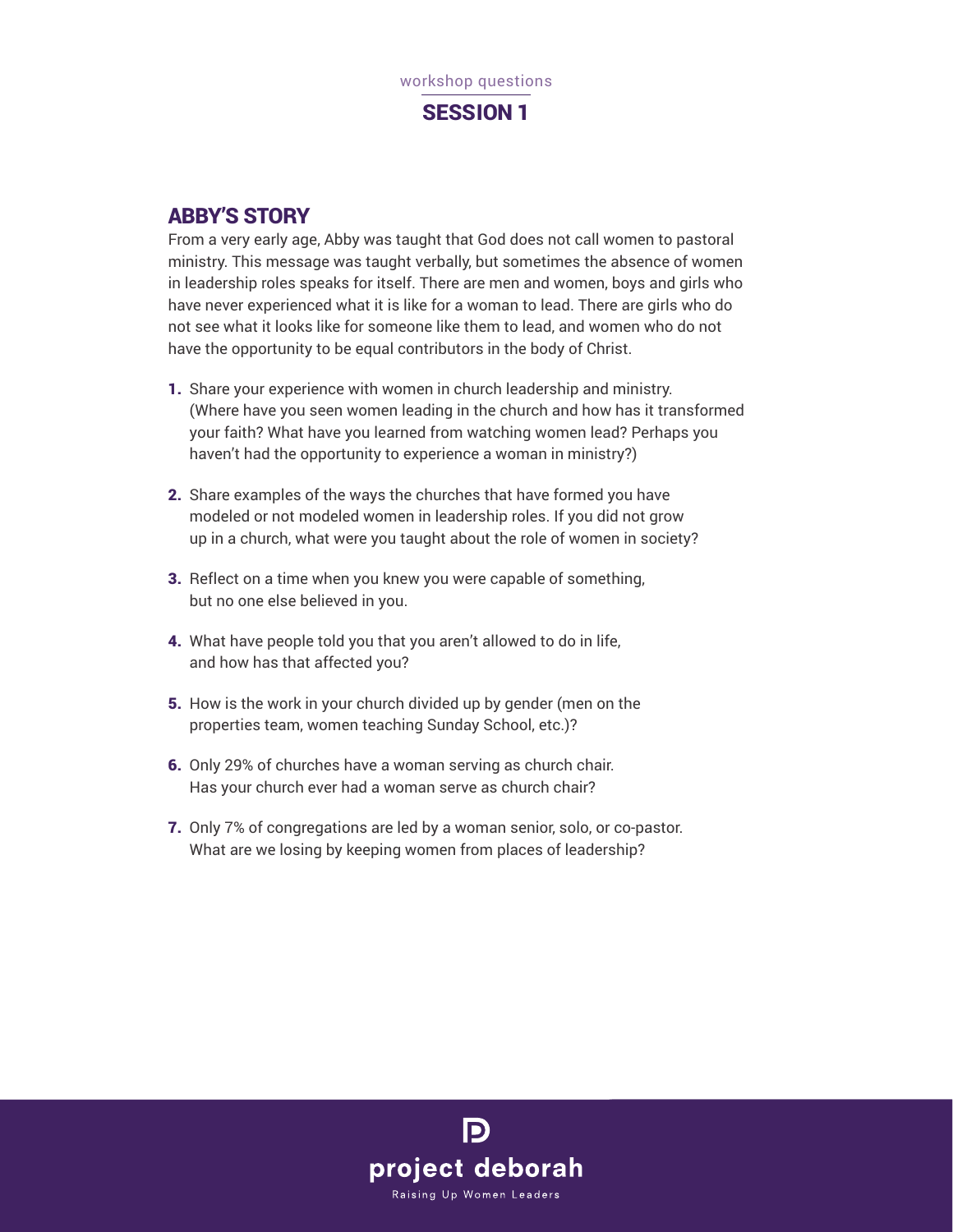workshop questions

# SESSION 1

## ABBY'S STORY

From a very early age, Abby was taught that God does not call women to pastoral ministry. This message was taught verbally, but sometimes the absence of women in leadership roles speaks for itself. There are men and women, boys and girls who have never experienced what it is like for a woman to lead. There are girls who do not see what it looks like for someone like them to lead, and women who do not have the opportunity to be equal contributors in the body of Christ.

1. Share your experience with women in church leadership and ministry. (Where have you seen women leading in the church and how has it transformed your faith? What have you learned from watching women lead? Perhaps you haven't had the opportunity to experience a woman in ministry?)

2. Share examples of the ways the churches that have formed you have modeled or not modeled women in leadership roles. If you did not grow up in a church, what were you taught about the role of women in society?

3. Reflect on a time when you knew you were capable of something, but no one else believed in you.

4. What have people told you that you aren't allowed to do in life, and how has that affected you?

5. How is the work in your church divided up by gender (men on the properties team, women teaching Sunday School, etc.)?

6. Only 29% of churches have a woman serving as church chair. Has your church ever had a woman serve as church chair?

7. Only 7% of congregations are led by a woman senior, solo, or co-pastor. What are we losing by keeping women from places of leadership?

project deborah

Raising Up Women Leaders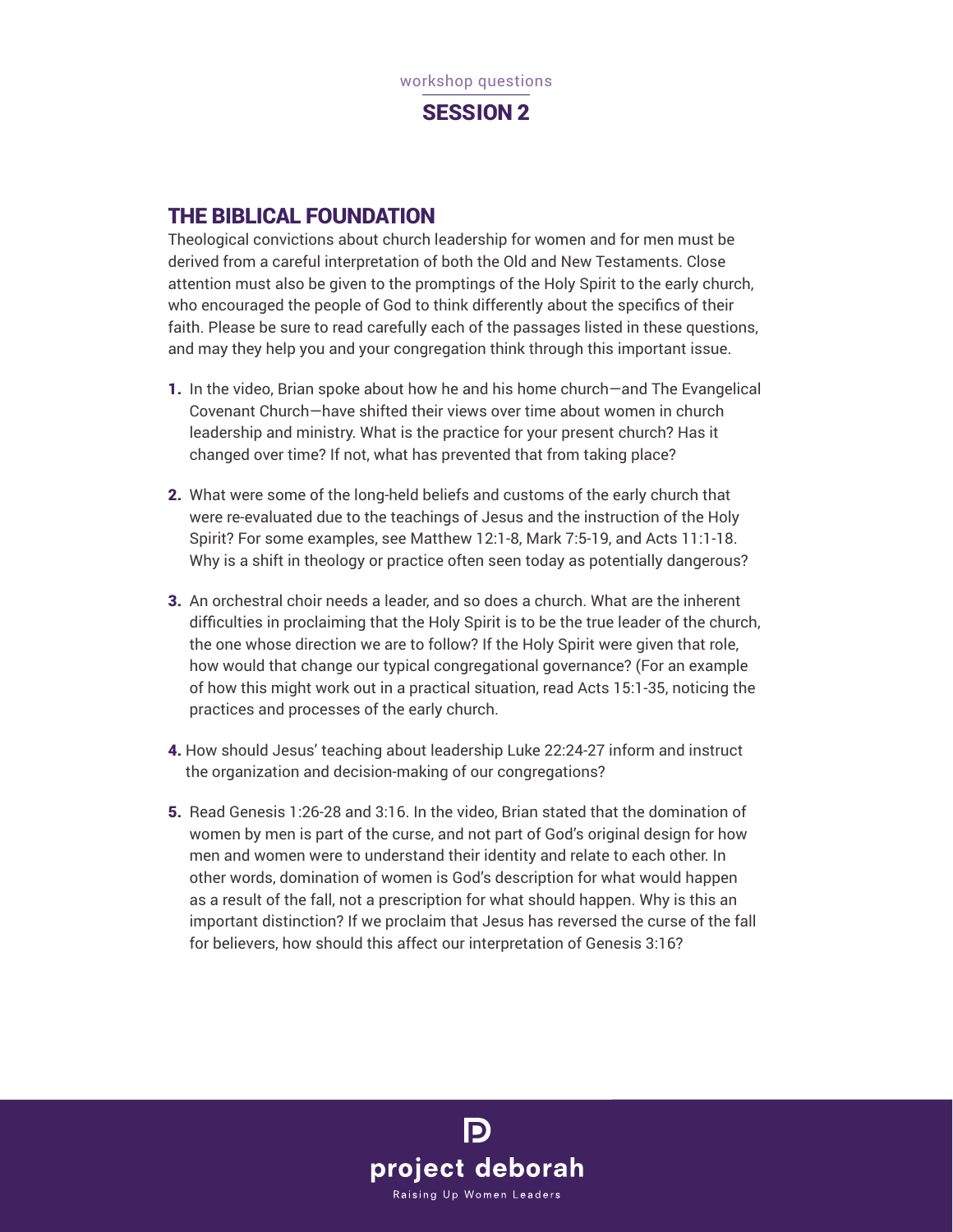workshop questions

# SESSION 2

## THE BIBLICAL FOUNDATION

Theological convictions about church leadership for women and for men must be derived from a careful interpretation of both the Old and New Testaments. Close attention must also be given to the promptings of the Holy Spirit to the early church, who encouraged the people of God to think differently about the specifics of their faith. Please be sure to read carefully each of the passages listed in these questions, and may they help you and your congregation think through this important issue.

1. In the video, Brian spoke about how he and his home church—and The Evangelical Covenant Church—have shifted their views over time about women in church leadership and ministry. What is the practice for your present church? Has it changed over time? If not, what has prevented that from taking place?

2. What were some of the long-held beliefs and customs of the early church that were re-evaluated due to the teachings of Jesus and the instruction of the Holy Spirit? For some examples, see Matthew 12:1-8, Mark 7:5-19, and Acts 11:1-18. Why is a shift in theology or practice often seen today as potentially dangerous?

3. An orchestral choir needs a leader, and so does a church. What are the inherent difficulties in proclaiming that the Holy Spirit is to be the true leader of the church, the one whose direction we are to follow? If the Holy Spirit were given that role, how would that change our typical congregational governance? (For an example of how this might work out in a practical situation, read Acts 15:1-35, noticing the practices and processes of the early church.

4. How should Jesus' teaching about leadership Luke 22:24-27 inform and instruct the organization and decision-making of our congregations?

5. Read Genesis 1:26-28 and 3:16. In the video, Brian stated that the domination of women by men is part of the curse, and not part of God's original design for how men and women were to understand their identity and relate to each other. In other words, domination of women is God's description for what would happen as a result of the fall, not a prescription for what should happen. Why is this an important distinction? If we proclaim that Jesus has reversed the curse of the fall for believers, how should this affect our interpretation of Genesis 3:16?

project deborah

Raising Up Women Leaders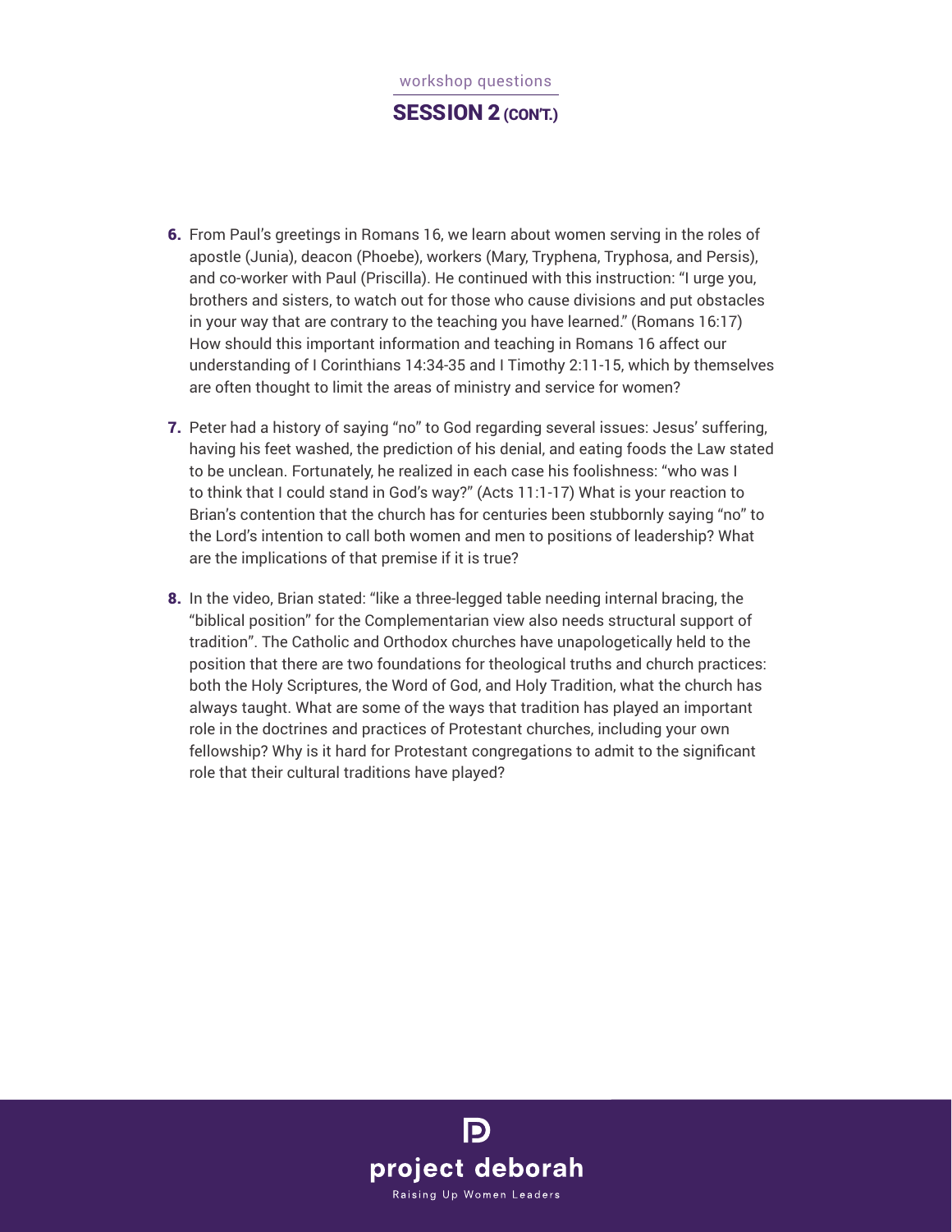workshop questions

## SESSION 2 (CON'T.)

6. From Paul's greetings in Romans 16, we learn about women serving in the roles of apostle (Junia), deacon (Phoebe), workers (Mary, Tryphena, Tryphosa, and Persis), and co-worker with Paul (Priscilla). He continued with this instruction: "I urge you, brothers and sisters, to watch out for those who cause divisions and put obstacles in your way that are contrary to the teaching you have learned." (Romans 16:17) How should this important information and teaching in Romans 16 affect our understanding of I Corinthians 14:34-35 and I Timothy 2:11-15, which by themselves are often thought to limit the areas of ministry and service for women?

7. Peter had a history of saying "no" to God regarding several issues: Jesus' suffering, having his feet washed, the prediction of his denial, and eating foods the Law stated to be unclean. Fortunately, he realized in each case his foolishness: "who was I to think that I could stand in God's way?" (Acts 11:1-17) What is your reaction to Brian's contention that the church has for centuries been stubbornly saying "no" to the Lord's intention to call both women and men to positions of leadership? What are the implications of that premise if it is true?

8. In the video, Brian stated: "like a three-legged table needing internal bracing, the "biblical position" for the Complementarian view also needs structural support of tradition". The Catholic and Orthodox churches have unapologetically held to the position that there are two foundations for theological truths and church practices: both the Holy Scriptures, the Word of God, and Holy Tradition, what the church has always taught. What are some of the ways that tradition has played an important role in the doctrines and practices of Protestant churches, including your own fellowship? Why is it hard for Protestant congregations to admit to the significant role that their cultural traditions have played?

project deborah

Raising Up Women Leaders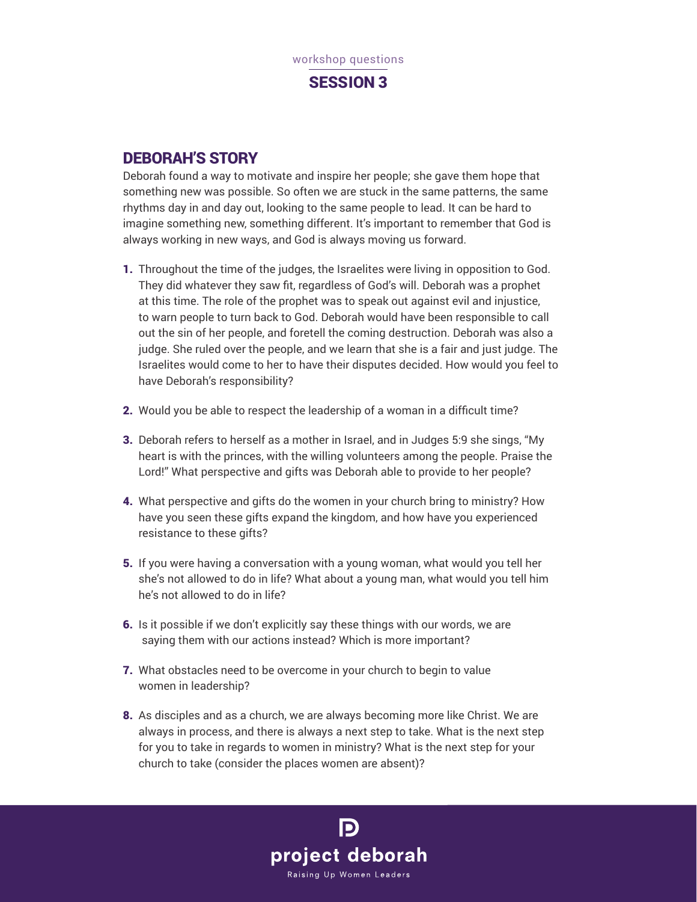workshop questions

# SESSION 3

## DEBORAH'S STORY

Deborah found a way to motivate and inspire her people; she gave them hope that something new was possible. So often we are stuck in the same patterns, the same rhythms day in and day out, looking to the same people to lead. It can be hard to imagine something new, something different. It's important to remember that God is always working in new ways, and God is always moving us forward.

1. Throughout the time of the judges, the Israelites were living in opposition to God. They did whatever they saw fit, regardless of God's will. Deborah was a prophet at this time. The role of the prophet was to speak out against evil and injustice, to warn people to turn back to God. Deborah would have been responsible to call out the sin of her people, and foretell the coming destruction. Deborah was also a judge. She ruled over the people, and we learn that she is a fair and just judge. The Israelites would come to her to have their disputes decided. How would you feel to have Deborah's responsibility?
2. Would you be able to respect the leadership of a woman in a difficult time?
3. Deborah refers to herself as a mother in Israel, and in Judges 5:9 she sings, "My heart is with the princes, with the willing volunteers among the people. Praise the Lord!" What perspective and gifts was Deborah able to provide to her people?
4. What perspective and gifts do the women in your church bring to ministry? How have you seen these gifts expand the kingdom, and how have you experienced resistance to these gifts?
5. If you were having a conversation with a young woman, what would you tell her she's not allowed to do in life? What about a young man, what would you tell him he's not allowed to do in life?
6. Is it possible if we don't explicitly say these things with our words, we are saying them with our actions instead? Which is more important?
7. What obstacles need to be overcome in your church to begin to value women in leadership?
8. As disciples and as a church, we are always becoming more like Christ. We are always in process, and there is always a next step to take. What is the next step for you to take in regards to women in ministry? What is the next step for your church to take (consider the places women are absent)?

project deborah
Raising Up Women Leaders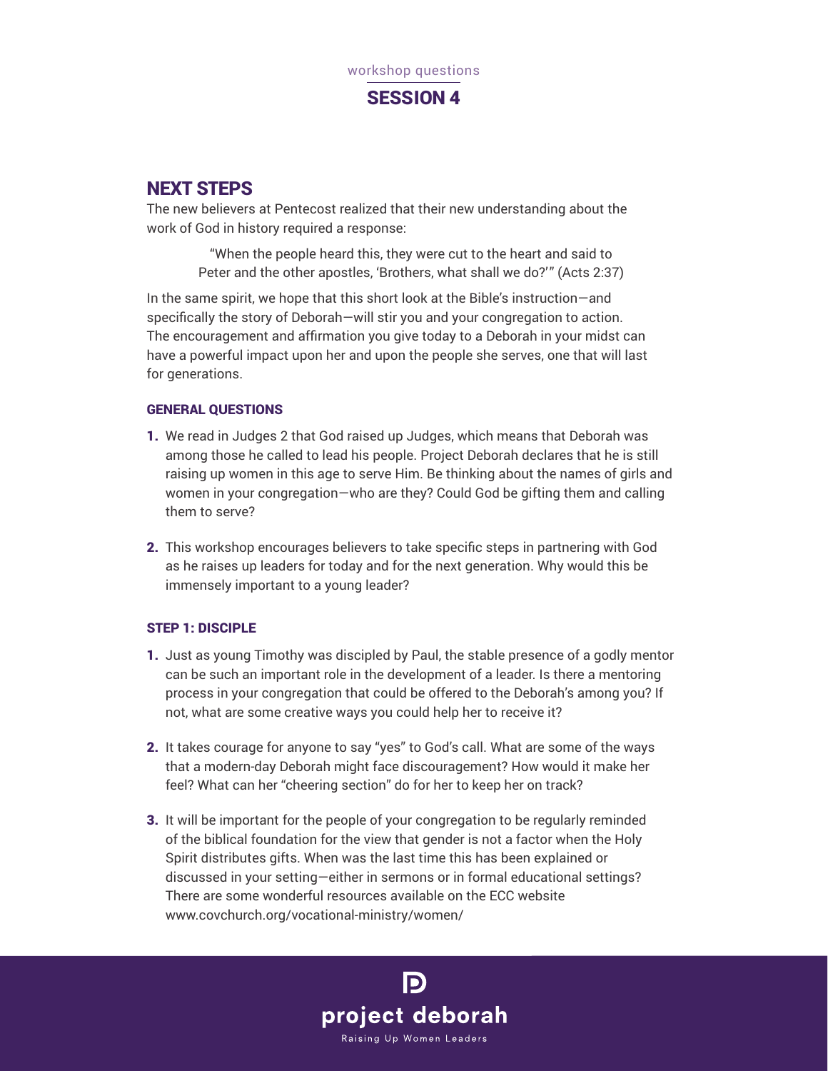workshop questions

# SESSION 4

## NEXT STEPS

The new believers at Pentecost realized that their new understanding about the work of God in history required a response:

> "When the people heard this, they were cut to the heart and said to Peter and the other apostles, 'Brothers, what shall we do?'" (Acts 2:37)

In the same spirit, we hope that this short look at the Bible's instruction—and specifically the story of Deborah—will stir you and your congregation to action. The encouragement and affirmation you give today to a Deborah in your midst can have a powerful impact upon her and upon the people she serves, one that will last for generations.

### GENERAL QUESTIONS

1. We read in Judges 2 that God raised up Judges, which means that Deborah was among those he called to lead his people. Project Deborah declares that he is still raising up women in this age to serve Him. Be thinking about the names of girls and women in your congregation—who are they? Could God be gifting them and calling them to serve?

2. This workshop encourages believers to take specific steps in partnering with God as he raises up leaders for today and for the next generation. Why would this be immensely important to a young leader?

### STEP 1: DISCIPLE

1. Just as young Timothy was discipled by Paul, the stable presence of a godly mentor can be such an important role in the development of a leader. Is there a mentoring process in your congregation that could be offered to the Deborah's among you? If not, what are some creative ways you could help her to receive it?

2. It takes courage for anyone to say "yes" to God's call. What are some of the ways that a modern-day Deborah might face discouragement? How would it make her feel? What can her "cheering section" do for her to keep her on track?

3. It will be important for the people of your congregation to be regularly reminded of the biblical foundation for the view that gender is not a factor when the Holy Spirit distributes gifts. When was the last time this has been explained or discussed in your setting—either in sermons or in formal educational settings? There are some wonderful resources available on the ECC website www.covchurch.org/vocational-ministry/women/

project deborah

Raising Up Women Leaders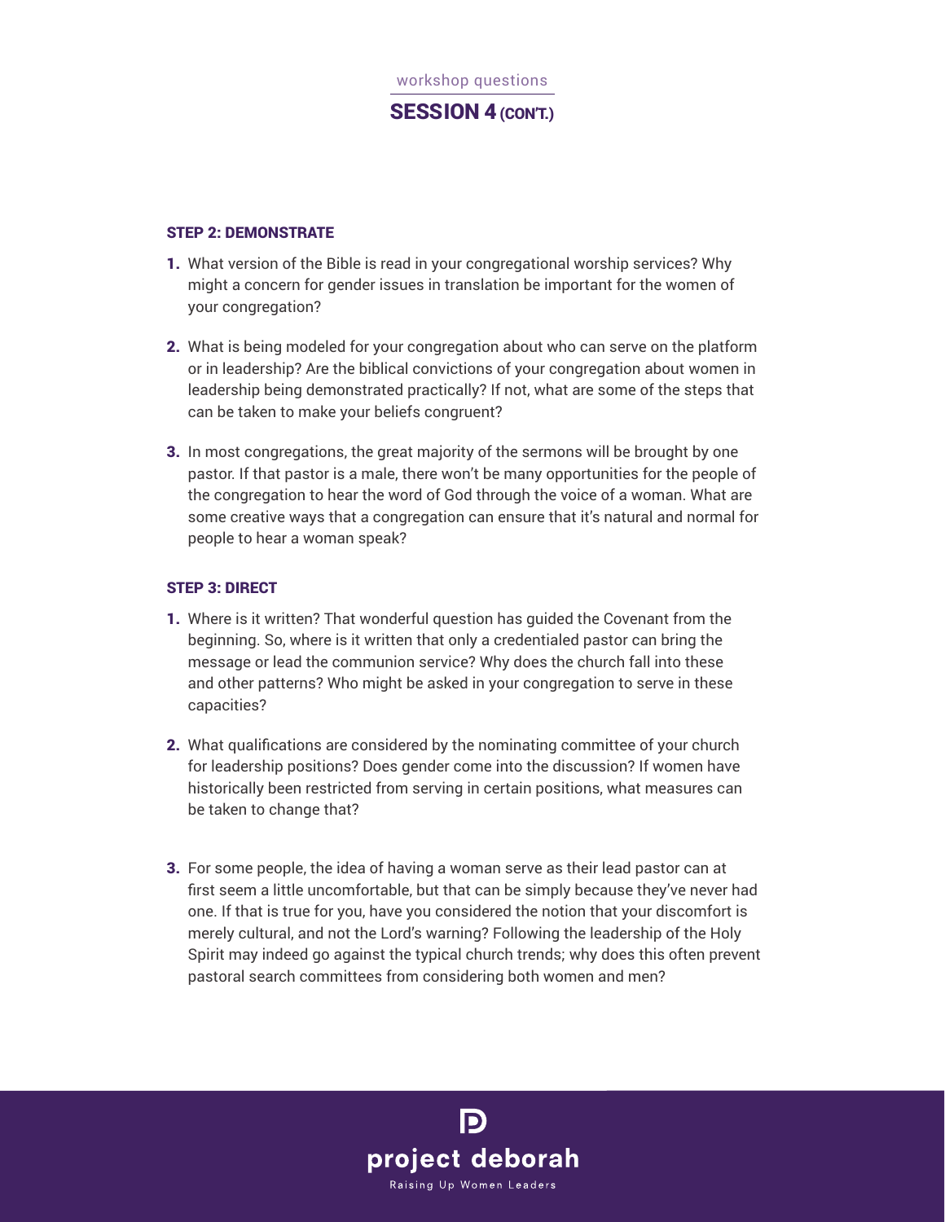workshop questions

## SESSION 4 (CON'T.)

### STEP 2: DEMONSTRATE

1. What version of the Bible is read in your congregational worship services? Why might a concern for gender issues in translation be important for the women of your congregation?

2. What is being modeled for your congregation about who can serve on the platform or in leadership? Are the biblical convictions of your congregation about women in leadership being demonstrated practically? If not, what are some of the steps that can be taken to make your beliefs congruent?

3. In most congregations, the great majority of the sermons will be brought by one pastor. If that pastor is a male, there won't be many opportunities for the people of the congregation to hear the word of God through the voice of a woman. What are some creative ways that a congregation can ensure that it's natural and normal for people to hear a woman speak?

### STEP 3: DIRECT

1. Where is it written? That wonderful question has guided the Covenant from the beginning. So, where is it written that only a credentialed pastor can bring the message or lead the communion service? Why does the church fall into these and other patterns? Who might be asked in your congregation to serve in these capacities?

2. What qualifications are considered by the nominating committee of your church for leadership positions? Does gender come into the discussion? If women have historically been restricted from serving in certain positions, what measures can be taken to change that?

3. For some people, the idea of having a woman serve as their lead pastor can at first seem a little uncomfortable, but that can be simply because they've never had one. If that is true for you, have you considered the notion that your discomfort is merely cultural, and not the Lord's warning? Following the leadership of the Holy Spirit may indeed go against the typical church trends; why does this often prevent pastoral search committees from considering both women and men?

project deborah

Raising Up Women Leaders